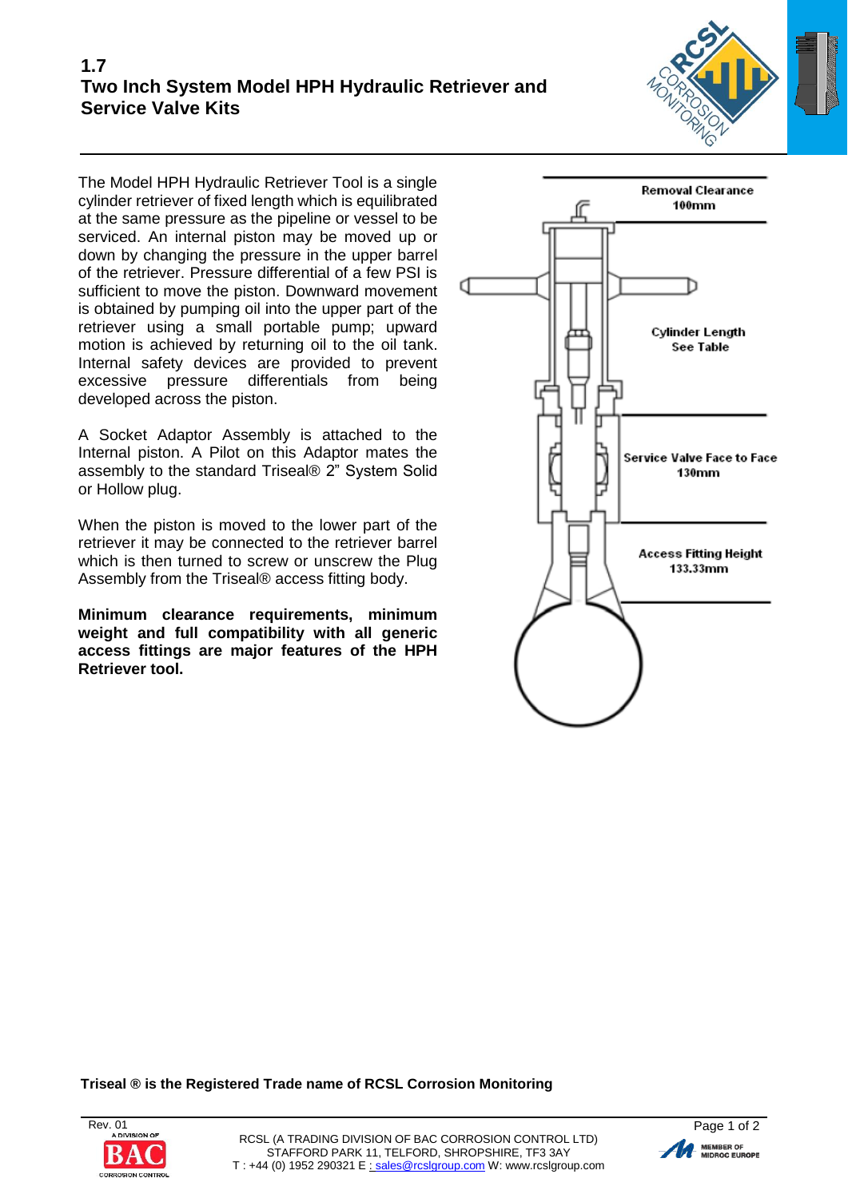# 1.7
# Two Inch System Model HPH Hydraulic Retriever and Service Valve Kits

The Model HPH Hydraulic Retriever Tool is a single cylinder retriever of fixed length which is equilibrated at the same pressure as the pipeline or vessel to be serviced. An internal piston may be moved up or down by changing the pressure in the upper barrel of the retriever. Pressure differential of a few PSI is sufficient to move the piston. Downward movement is obtained by pumping oil into the upper part of the retriever using a small portable pump; upward motion is achieved by returning oil to the oil tank. Internal safety devices are provided to prevent excessive pressure differentials from being developed across the piston.

A Socket Adaptor Assembly is attached to the Internal piston. A Pilot on this Adaptor mates the assembly to the standard Triseal® 2" System Solid or Hollow plug.

When the piston is moved to the lower part of the retriever it may be connected to the retriever barrel which is then turned to screw or unscrew the Plug Assembly from the Triseal® access fitting body.

**Minimum clearance requirements, minimum weight and full compatibility with all generic access fittings are major features of the HPH Retriever tool.**

Removal Clearance
100mm

Cylinder Length
See Table

Service Valve Face to Face
130mm

Access Fitting Height
133.33mm

**Triseal ® is the Registered Trade name of RCSL Corrosion Monitoring**

Rev. 01

RCSL (A TRADING DIVISION OF BAC CORROSION CONTROL LTD)
STAFFORD PARK 11, TELFORD, SHROPSHIRE, TF3 3AY
T : +44 (0) 1952 290321 E : sales@rcslgroup.com W: www.rcslgroup.com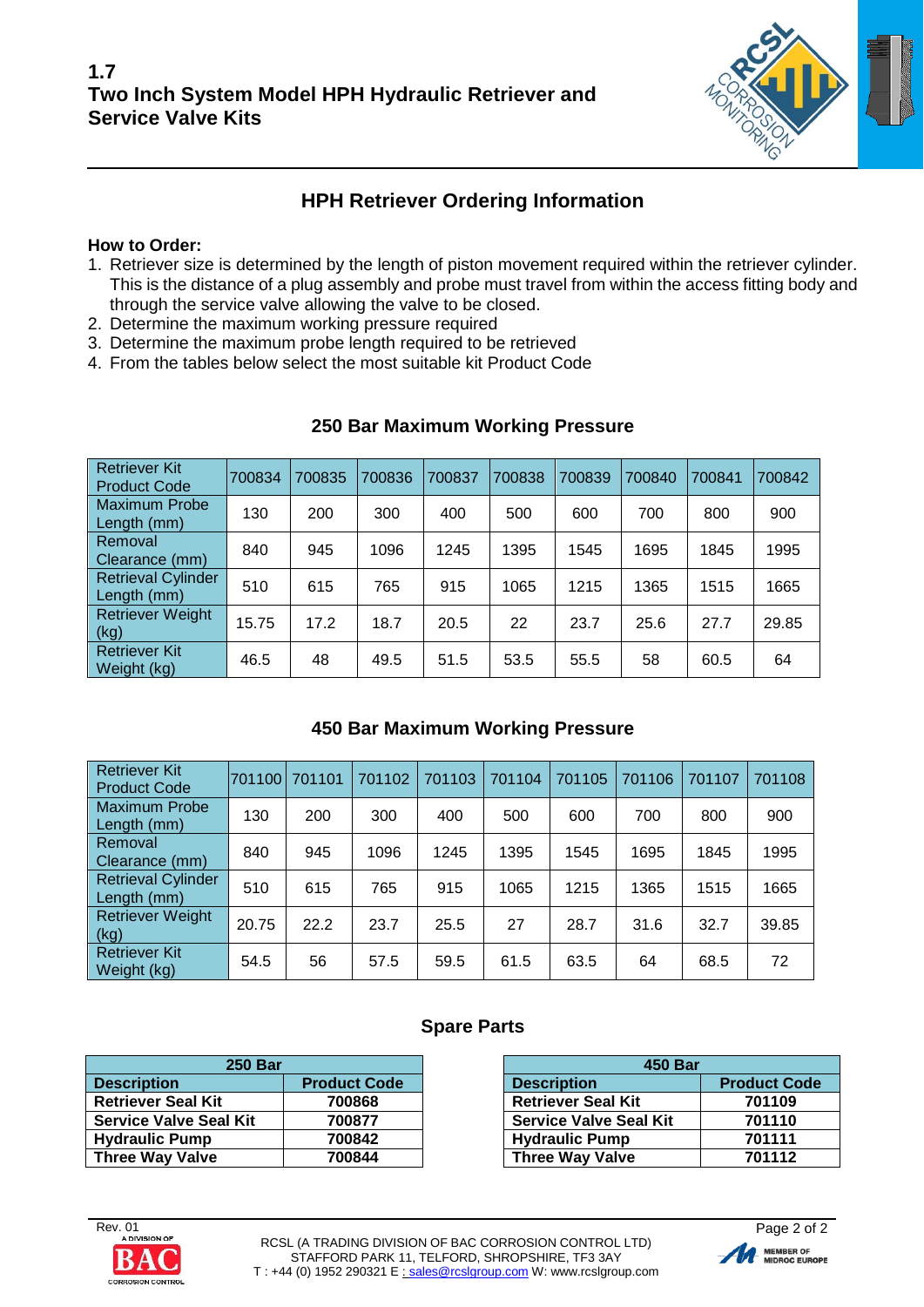## 1.7
## Two Inch System Model HPH Hydraulic Retriever and Service Valve Kits

## HPH Retriever Ordering Information

**How to Order:**

1. Retriever size is determined by the length of piston movement required within the retriever cylinder. This is the distance of a plug assembly and probe must travel from within the access fitting body and through the service valve allowing the valve to be closed.
2. Determine the maximum working pressure required
3. Determine the maximum probe length required to be retrieved
4. From the tables below select the most suitable kit Product Code

### 250 Bar Maximum Working Pressure

| Retriever Kit Product Code | 700834 | 700835 | 700836 | 700837 | 700838 | 700839 | 700840 | 700841 | 700842 |
|---|---|---|---|---|---|---|---|---|---|
| Maximum Probe Length (mm) | 130 | 200 | 300 | 400 | 500 | 600 | 700 | 800 | 900 |
| Removal Clearance (mm) | 840 | 945 | 1096 | 1245 | 1395 | 1545 | 1695 | 1845 | 1995 |
| Retrieval Cylinder Length (mm) | 510 | 615 | 765 | 915 | 1065 | 1215 | 1365 | 1515 | 1665 |
| Retriever Weight (kg) | 15.75 | 17.2 | 18.7 | 20.5 | 22 | 23.7 | 25.6 | 27.7 | 29.85 |
| Retriever Kit Weight (kg) | 46.5 | 48 | 49.5 | 51.5 | 53.5 | 55.5 | 58 | 60.5 | 64 |

### 450 Bar Maximum Working Pressure

| Retriever Kit Product Code | 701100 | 701101 | 701102 | 701103 | 701104 | 701105 | 701106 | 701107 | 701108 |
|---|---|---|---|---|---|---|---|---|---|
| Maximum Probe Length (mm) | 130 | 200 | 300 | 400 | 500 | 600 | 700 | 800 | 900 |
| Removal Clearance (mm) | 840 | 945 | 1096 | 1245 | 1395 | 1545 | 1695 | 1845 | 1995 |
| Retrieval Cylinder Length (mm) | 510 | 615 | 765 | 915 | 1065 | 1215 | 1365 | 1515 | 1665 |
| Retriever Weight (kg) | 20.75 | 22.2 | 23.7 | 25.5 | 27 | 28.7 | 31.6 | 32.7 | 39.85 |
| Retriever Kit Weight (kg) | 54.5 | 56 | 57.5 | 59.5 | 61.5 | 63.5 | 64 | 68.5 | 72 |

### Spare Parts

| 250 Bar | |
|---|---|
| **Description** | **Product Code** |
| **Retriever Seal Kit** | **700868** |
| **Service Valve Seal Kit** | **700877** |
| **Hydraulic Pump** | **700842** |
| **Three Way Valve** | **700844** |

| 450 Bar | |
|---|---|
| **Description** | **Product Code** |
| **Retriever Seal Kit** | **701109** |
| **Service Valve Seal Kit** | **701110** |
| **Hydraulic Pump** | **701111** |
| **Three Way Valve** | **701112** |

Rev. 01

RCSL (A TRADING DIVISION OF BAC CORROSION CONTROL LTD)
STAFFORD PARK 11, TELFORD, SHROPSHIRE, TF3 3AY
T : +44 (0) 1952 290321 E : sales@rcslgroup.com W: www.rcslgroup.com